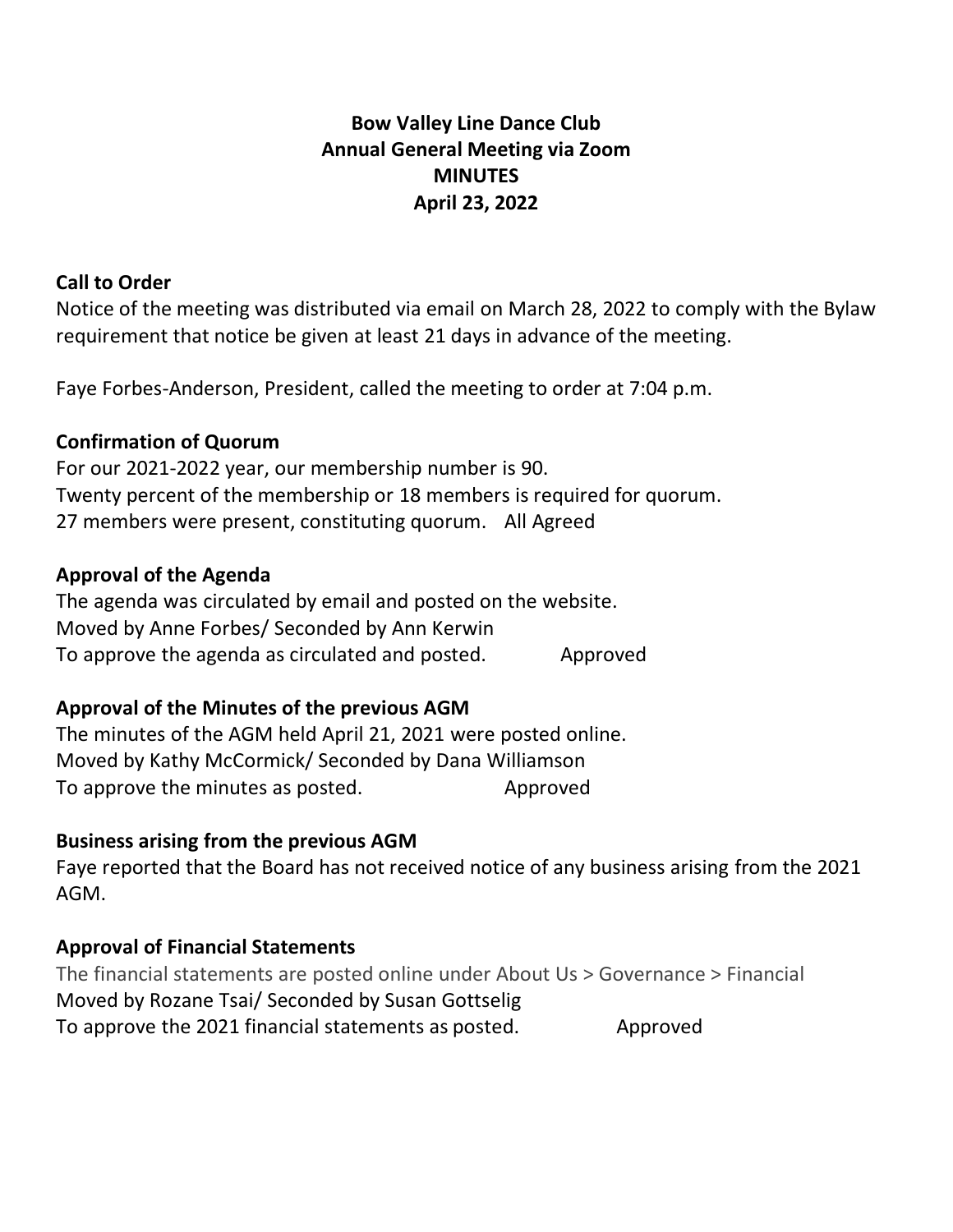**Bow Valley Line Dance Club**
**Annual General Meeting via Zoom**
**MINUTES**
**April 23, 2022**

## Call to Order

Notice of the meeting was distributed via email on March 28, 2022 to comply with the Bylaw requirement that notice be given at least 21 days in advance of the meeting.

Faye Forbes-Anderson, President, called the meeting to order at 7:04 p.m.

## Confirmation of Quorum

For our 2021-2022 year, our membership number is 90.
Twenty percent of the membership or 18 members is required for quorum.
27 members were present, constituting quorum. All Agreed

## Approval of the Agenda

The agenda was circulated by email and posted on the website.
Moved by Anne Forbes/ Seconded by Ann Kerwin
To approve the agenda as circulated and posted. Approved

## Approval of the Minutes of the previous AGM

The minutes of the AGM held April 21, 2021 were posted online.
Moved by Kathy McCormick/ Seconded by Dana Williamson
To approve the minutes as posted. Approved

## Business arising from the previous AGM

Faye reported that the Board has not received notice of any business arising from the 2021 AGM.

## Approval of Financial Statements

The financial statements are posted online under About Us > Governance > Financial
Moved by Rozane Tsai/ Seconded by Susan Gottselig
To approve the 2021 financial statements as posted. Approved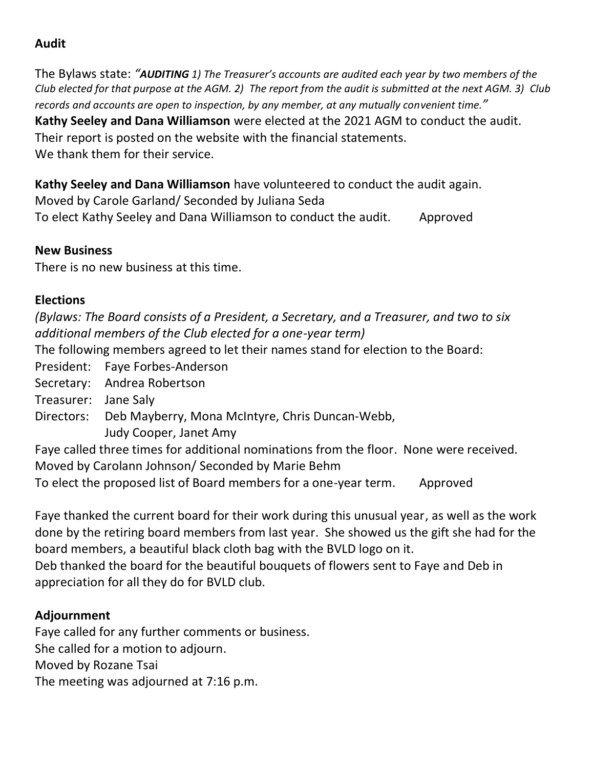**Audit**

The Bylaws state: *"**AUDITING** 1) The Treasurer's accounts are audited each year by two members of the Club elected for that purpose at the AGM. 2) The report from the audit is submitted at the next AGM. 3) Club records and accounts are open to inspection, by any member, at any mutually convenient time."*

**Kathy Seeley and Dana Williamson** were elected at the 2021 AGM to conduct the audit.
Their report is posted on the website with the financial statements.
We thank them for their service.

**Kathy Seeley and Dana Williamson** have volunteered to conduct the audit again.
Moved by Carole Garland/ Seconded by Juliana Seda
To elect Kathy Seeley and Dana Williamson to conduct the audit. Approved

**New Business**

There is no new business at this time.

**Elections**

*(Bylaws: The Board consists of a President, a Secretary, and a Treasurer, and two to six additional members of the Club elected for a one-year term)*

The following members agreed to let their names stand for election to the Board:

President: Faye Forbes-Anderson
Secretary: Andrea Robertson
Treasurer: Jane Saly
Directors: Deb Mayberry, Mona McIntyre, Chris Duncan-Webb, Judy Cooper, Janet Amy

Faye called three times for additional nominations from the floor. None were received.
Moved by Carolann Johnson/ Seconded by Marie Behm
To elect the proposed list of Board members for a one-year term. Approved

Faye thanked the current board for their work during this unusual year, as well as the work done by the retiring board members from last year. She showed us the gift she had for the board members, a beautiful black cloth bag with the BVLD logo on it.
Deb thanked the board for the beautiful bouquets of flowers sent to Faye and Deb in appreciation for all they do for BVLD club.

**Adjournment**

Faye called for any further comments or business.
She called for a motion to adjourn.
Moved by Rozane Tsai
The meeting was adjourned at 7:16 p.m.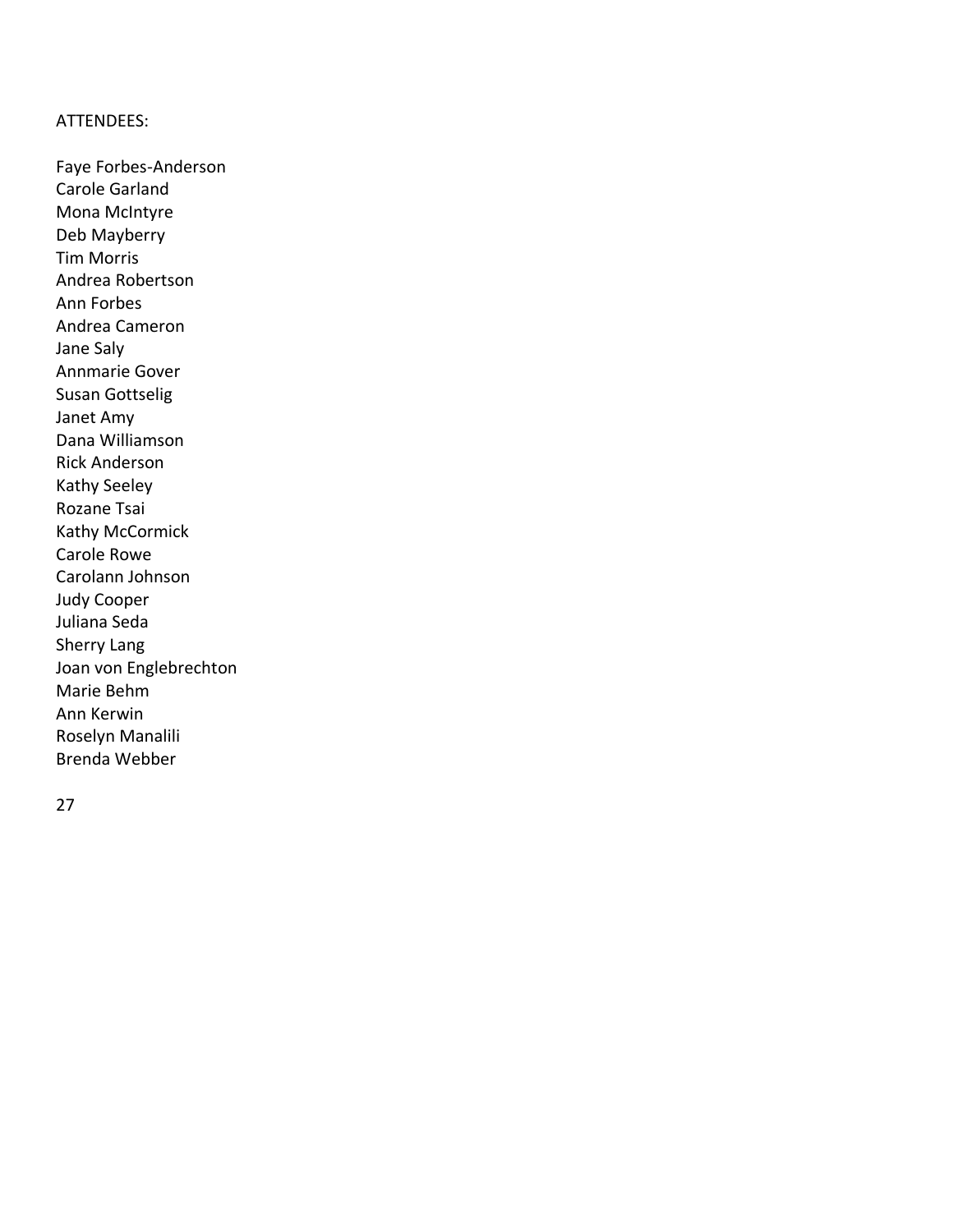ATTENDEES:

Faye Forbes-Anderson
Carole Garland
Mona McIntyre
Deb Mayberry
Tim Morris
Andrea Robertson
Ann Forbes
Andrea Cameron
Jane Saly
Annmarie Gover
Susan Gottselig
Janet Amy
Dana Williamson
Rick Anderson
Kathy Seeley
Rozane Tsai
Kathy McCormick
Carole Rowe
Carolann Johnson
Judy Cooper
Juliana Seda
Sherry Lang
Joan von Englebrechton
Marie Behm
Ann Kerwin
Roselyn Manalili
Brenda Webber

27